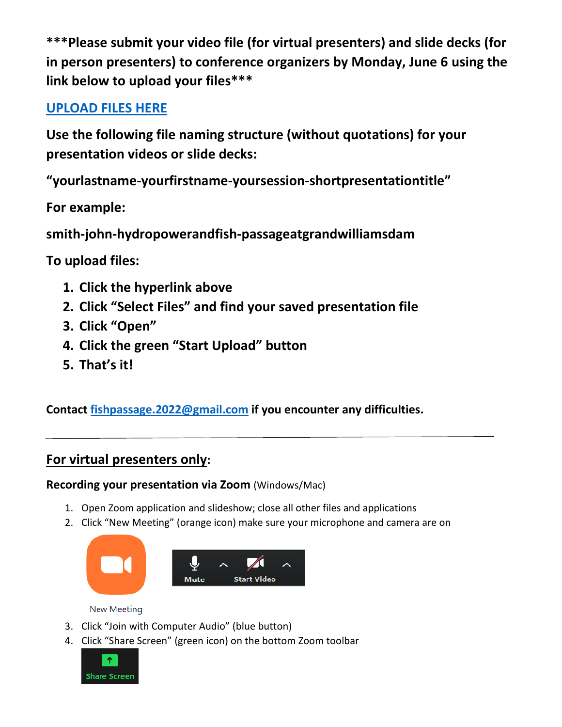**\*\*\*Please submit your video file (for virtual presenters) and slide decks (for in person presenters) to conference organizers by Monday, June 6 using the link below to upload your files\*\*\***

**[UPLOAD FILES HERE]()**

**Use the following file naming structure (without quotations) for your presentation videos or slide decks:**

**"yourlastname-yourfirstname-yoursession-shortpresentationtitle"**

**For example:**

**smith-john-hydropowerandfish-passageatgrandwilliamsdam**

**To upload files:**

1. **Click the hyperlink above**
2. **Click "Select Files" and find your saved presentation file**
3. **Click "Open"**
4. **Click the green "Start Upload" button**
5. **That's it!**

**Contact [fishpassage.2022@gmail.com](mailto:fishpassage.2022@gmail.com) if you encounter any difficulties.**

---

## For virtual presenters only:

**Recording your presentation via Zoom** (Windows/Mac)

1. Open Zoom application and slideshow; close all other files and applications
2. Click "New Meeting" (orange icon) make sure your microphone and camera are on

New Meeting

Mute   Start Video

3. Click "Join with Computer Audio" (blue button)
4. Click "Share Screen" (green icon) on the bottom Zoom toolbar

Share Screen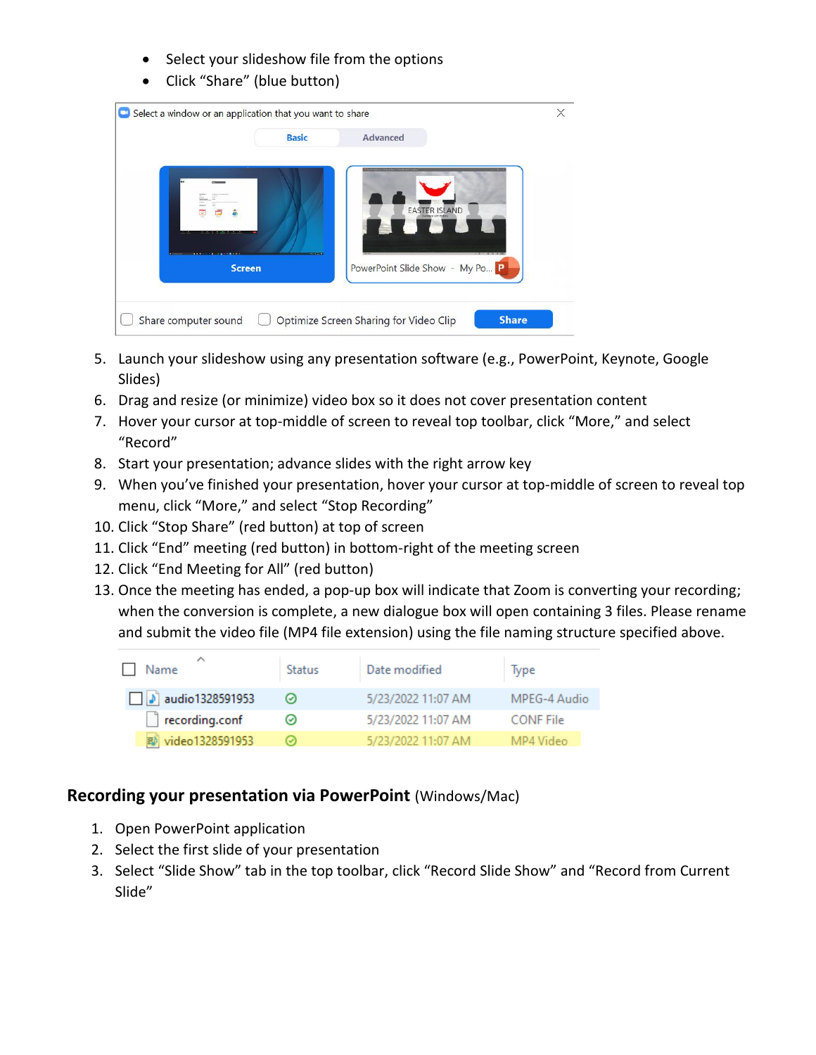- Select your slideshow file from the options
- Click “Share” (blue button)

5. Launch your slideshow using any presentation software (e.g., PowerPoint, Keynote, Google Slides)
6. Drag and resize (or minimize) video box so it does not cover presentation content
7. Hover your cursor at top-middle of screen to reveal top toolbar, click “More,” and select “Record”
8. Start your presentation; advance slides with the right arrow key
9. When you’ve finished your presentation, hover your cursor at top-middle of screen to reveal top menu, click “More,” and select “Stop Recording”
10. Click “Stop Share” (red button) at top of screen
11. Click “End” meeting (red button) in bottom-right of the meeting screen
12. Click “End Meeting for All” (red button)
13. Once the meeting has ended, a pop-up box will indicate that Zoom is converting your recording; when the conversion is complete, a new dialogue box will open containing 3 files. Please rename and submit the video file (MP4 file extension) using the file naming structure specified above.

## Recording your presentation via PowerPoint (Windows/Mac)

1. Open PowerPoint application
2. Select the first slide of your presentation
3. Select “Slide Show” tab in the top toolbar, click “Record Slide Show” and “Record from Current Slide”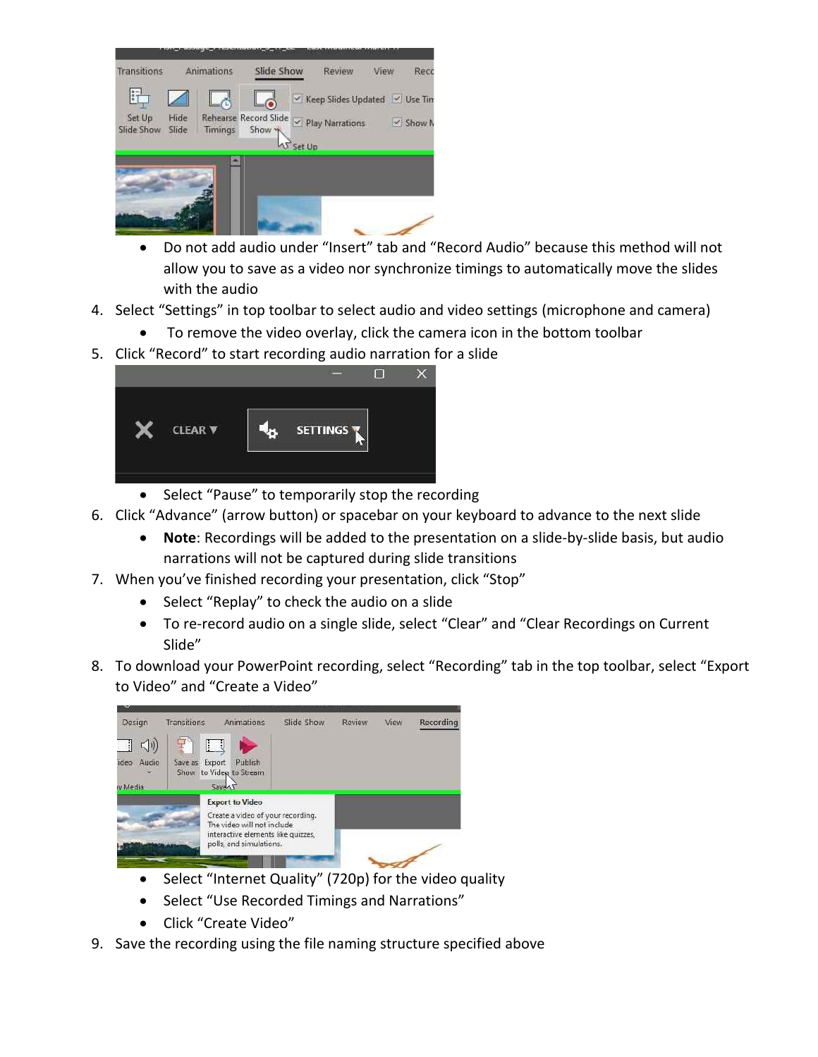- Do not add audio under "Insert" tab and "Record Audio" because this method will not allow you to save as a video nor synchronize timings to automatically move the slides with the audio

4. Select "Settings" in top toolbar to select audio and video settings (microphone and camera)
   - To remove the video overlay, click the camera icon in the bottom toolbar
5. Click "Record" to start recording audio narration for a slide
   - Select "Pause" to temporarily stop the recording
6. Click "Advance" (arrow button) or spacebar on your keyboard to advance to the next slide
   - **Note**: Recordings will be added to the presentation on a slide-by-slide basis, but audio narrations will not be captured during slide transitions
7. When you've finished recording your presentation, click "Stop"
   - Select "Replay" to check the audio on a slide
   - To re-record audio on a single slide, select "Clear" and "Clear Recordings on Current Slide"
8. To download your PowerPoint recording, select "Recording" tab in the top toolbar, select "Export to Video" and "Create a Video"
   - Select "Internet Quality" (720p) for the video quality
   - Select "Use Recorded Timings and Narrations"
   - Click "Create Video"
9. Save the recording using the file naming structure specified above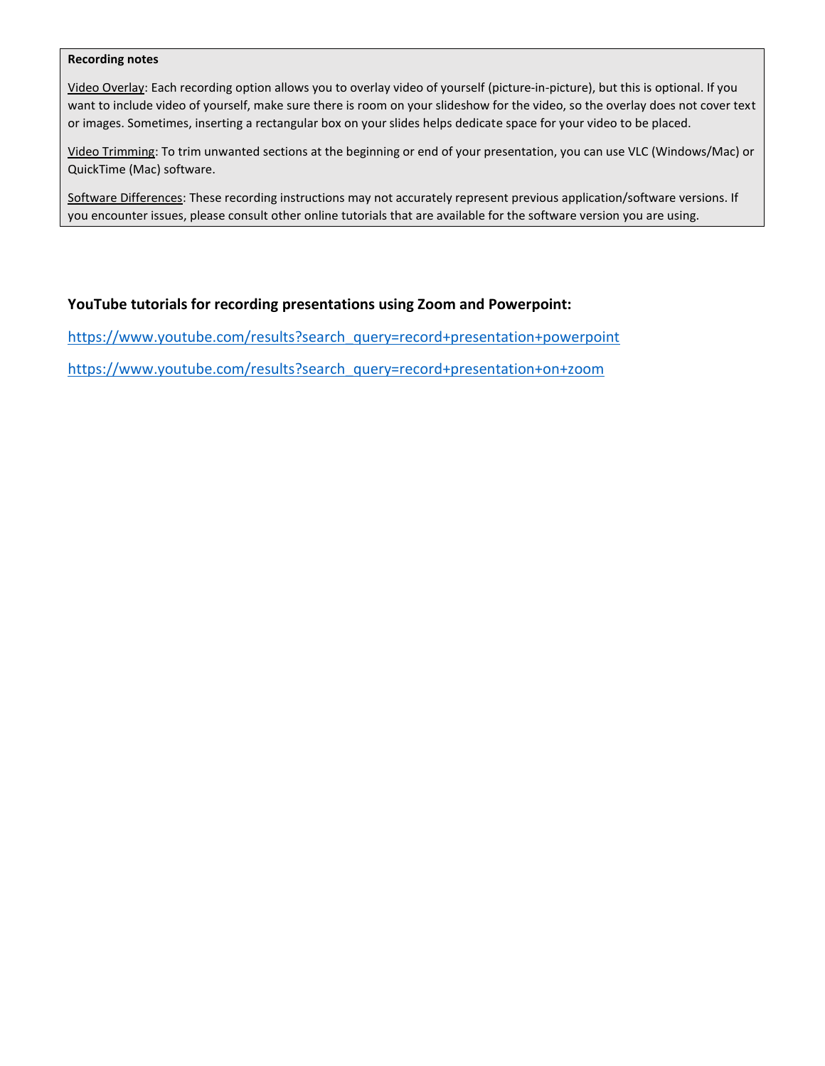**Recording notes**

Video Overlay: Each recording option allows you to overlay video of yourself (picture-in-picture), but this is optional. If you want to include video of yourself, make sure there is room on your slideshow for the video, so the overlay does not cover text or images. Sometimes, inserting a rectangular box on your slides helps dedicate space for your video to be placed.

Video Trimming: To trim unwanted sections at the beginning or end of your presentation, you can use VLC (Windows/Mac) or QuickTime (Mac) software.

Software Differences: These recording instructions may not accurately represent previous application/software versions. If you encounter issues, please consult other online tutorials that are available for the software version you are using.

**YouTube tutorials for recording presentations using Zoom and Powerpoint:**

https://www.youtube.com/results?search_query=record+presentation+powerpoint

https://www.youtube.com/results?search_query=record+presentation+on+zoom